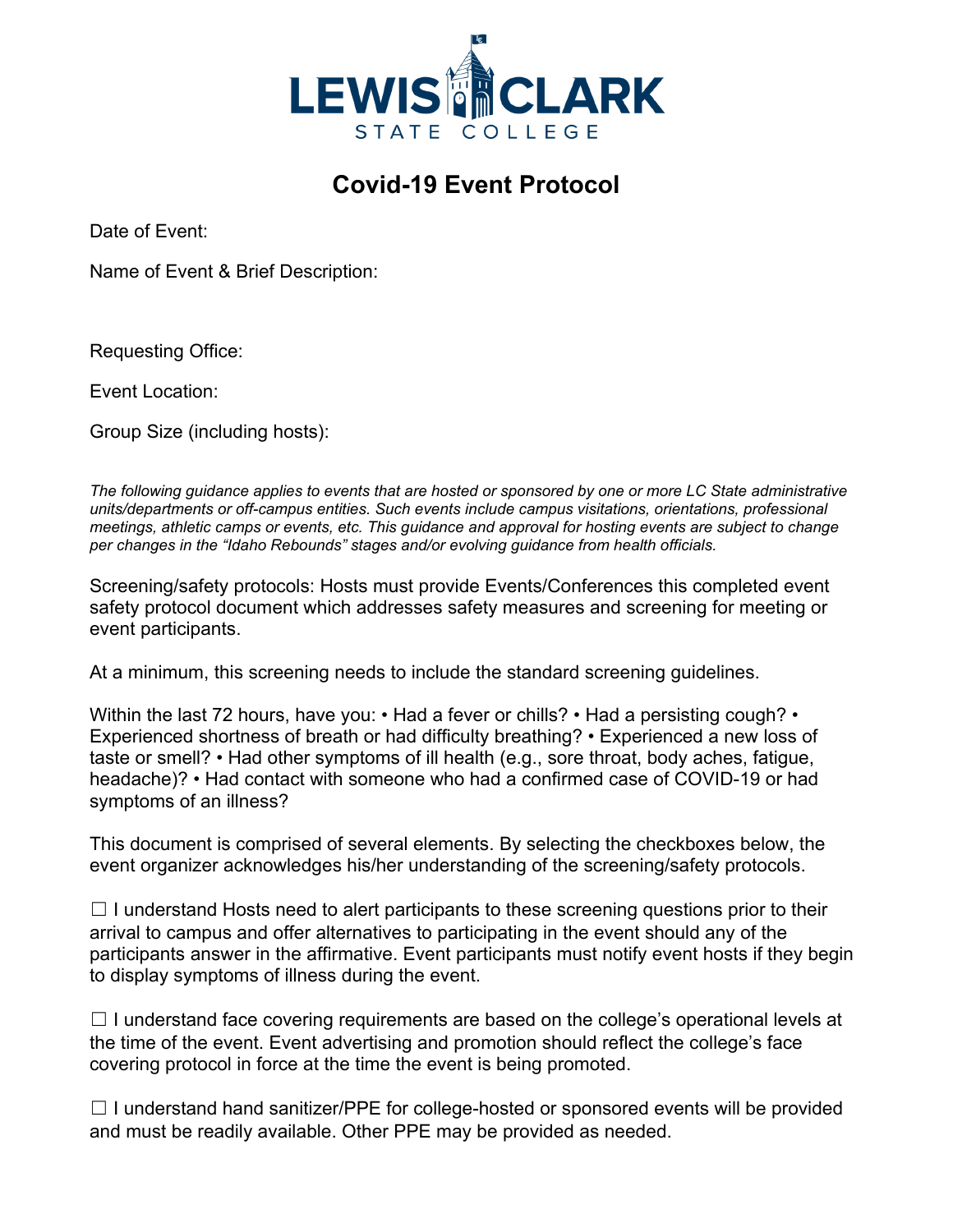LEWIS CLARK STATE COLLEGE

# Covid-19 Event Protocol

Date of Event:

Name of Event & Brief Description:

Requesting Office:

Event Location:

Group Size (including hosts):

*The following guidance applies to events that are hosted or sponsored by one or more LC State administrative units/departments or off-campus entities. Such events include campus visitations, orientations, professional meetings, athletic camps or events, etc. This guidance and approval for hosting events are subject to change per changes in the "Idaho Rebounds" stages and/or evolving guidance from health officials.*

Screening/safety protocols: Hosts must provide Events/Conferences this completed event safety protocol document which addresses safety measures and screening for meeting or event participants.

At a minimum, this screening needs to include the standard screening guidelines.

Within the last 72 hours, have you: • Had a fever or chills? • Had a persisting cough? • Experienced shortness of breath or had difficulty breathing? • Experienced a new loss of taste or smell? • Had other symptoms of ill health (e.g., sore throat, body aches, fatigue, headache)? • Had contact with someone who had a confirmed case of COVID-19 or had symptoms of an illness?

This document is comprised of several elements. By selecting the checkboxes below, the event organizer acknowledges his/her understanding of the screening/safety protocols.

☐ I understand Hosts need to alert participants to these screening questions prior to their arrival to campus and offer alternatives to participating in the event should any of the participants answer in the affirmative. Event participants must notify event hosts if they begin to display symptoms of illness during the event.

☐ I understand face covering requirements are based on the college's operational levels at the time of the event. Event advertising and promotion should reflect the college's face covering protocol in force at the time the event is being promoted.

☐ I understand hand sanitizer/PPE for college-hosted or sponsored events will be provided and must be readily available. Other PPE may be provided as needed.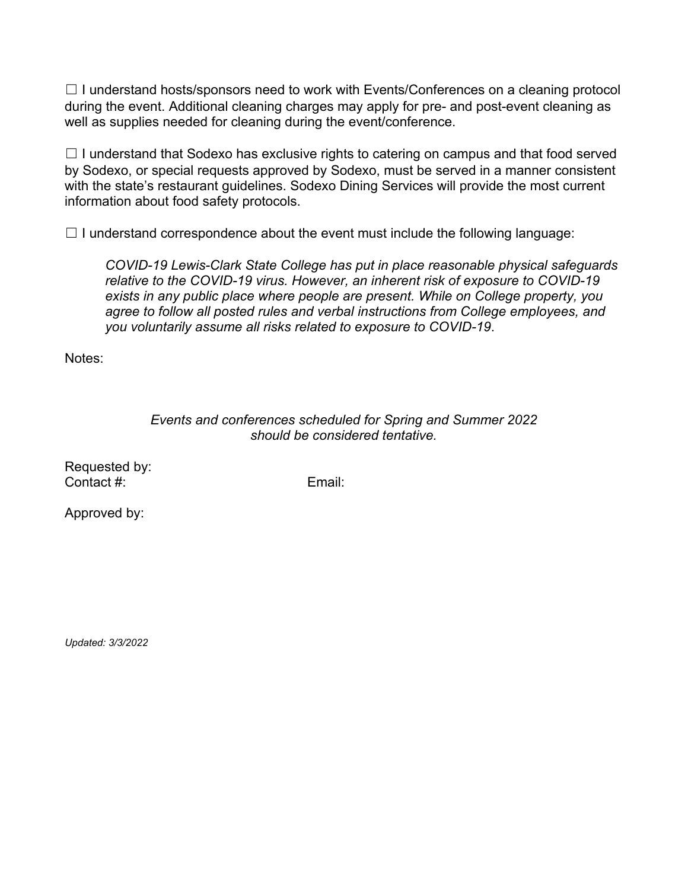☐ I understand hosts/sponsors need to work with Events/Conferences on a cleaning protocol during the event. Additional cleaning charges may apply for pre- and post-event cleaning as well as supplies needed for cleaning during the event/conference.

☐ I understand that Sodexo has exclusive rights to catering on campus and that food served by Sodexo, or special requests approved by Sodexo, must be served in a manner consistent with the state's restaurant guidelines. Sodexo Dining Services will provide the most current information about food safety protocols.

☐ I understand correspondence about the event must include the following language:

> *COVID-19 Lewis-Clark State College has put in place reasonable physical safeguards relative to the COVID-19 virus. However, an inherent risk of exposure to COVID-19 exists in any public place where people are present. While on College property, you agree to follow all posted rules and verbal instructions from College employees, and you voluntarily assume all risks related to exposure to COVID-19*.

Notes:

*Events and conferences scheduled for Spring and Summer 2022 should be considered tentative.*

Requested by:
Contact #: Email:

Approved by:

*Updated: 3/3/2022*